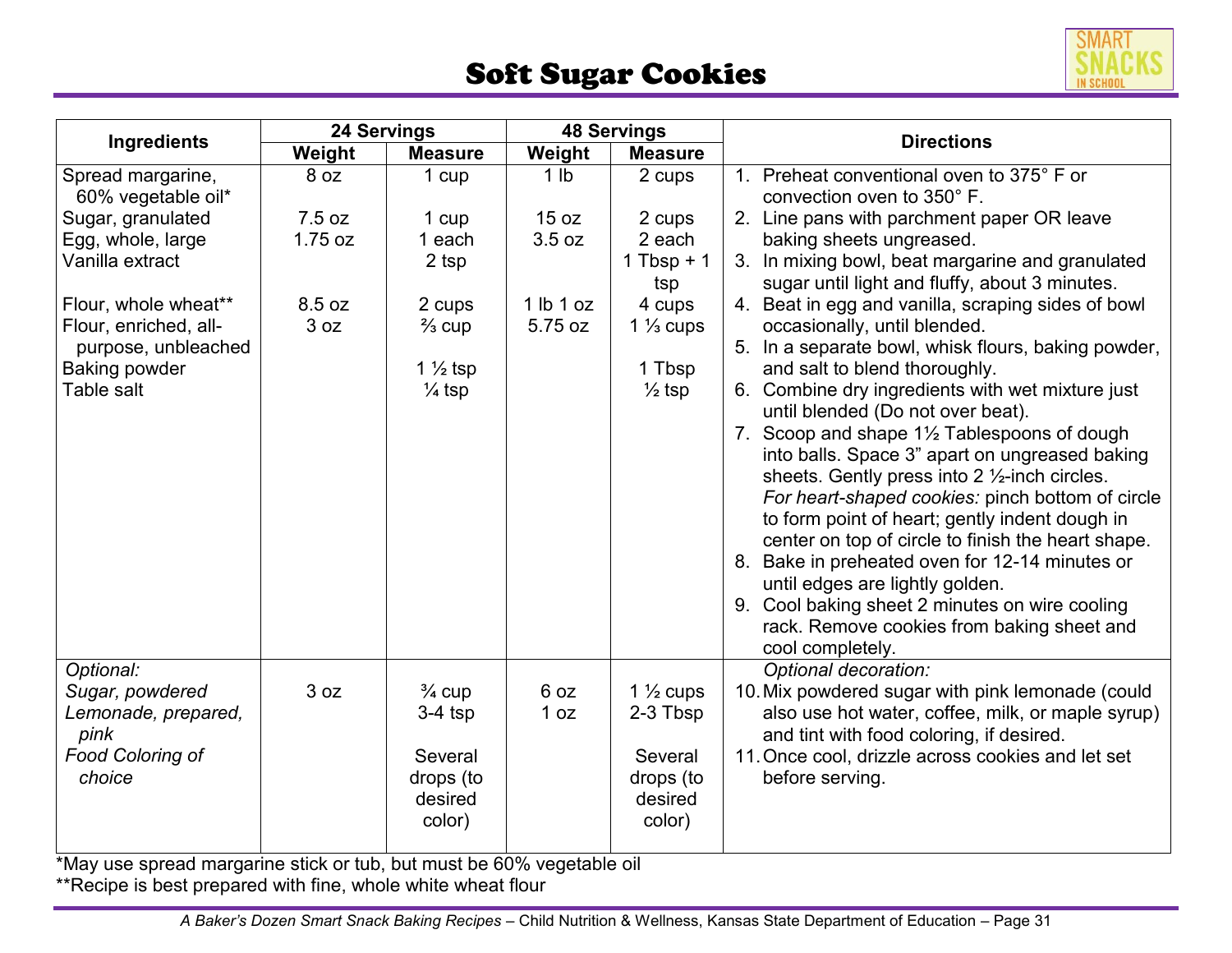# Soft Sugar Cookies

| Ingredients | 24 Servings | | 48 Servings | | Directions |
|---|---|---|---|---|---|
| | Weight | Measure | Weight | Measure | |
| Spread margarine, 60% vegetable oil* | 8 oz | 1 cup | 1 lb | 2 cups | 1. Preheat conventional oven to 375° F or convection oven to 350° F. |
| Sugar, granulated | 7.5 oz | 1 cup | 15 oz | 2 cups | 2. Line pans with parchment paper OR leave baking sheets ungreased. |
| Egg, whole, large | 1.75 oz | 1 each | 3.5 oz | 2 each | 3. In mixing bowl, beat margarine and granulated sugar until light and fluffy, about 3 minutes. |
| Vanilla extract | | 2 tsp | | 1 Tbsp + 1 tsp | 4. Beat in egg and vanilla, scraping sides of bowl occasionally, until blended. |
| Flour, whole wheat** | 8.5 oz | 2 cups | 1 lb 1 oz | 4 cups | 5. In a separate bowl, whisk flours, baking powder, and salt to blend thoroughly. |
| Flour, enriched, all-purpose, unbleached | 3 oz | ⅔ cup | 5.75 oz | 1 ⅓ cups | 6. Combine dry ingredients with wet mixture just until blended (Do not over beat). |
| Baking powder | | 1 ½ tsp | | 1 Tbsp | 7. Scoop and shape 1½ Tablespoons of dough into balls. Space 3" apart on ungreased baking sheets. Gently press into 2 ½-inch circles. *For heart-shaped cookies:* pinch bottom of circle to form point of heart; gently indent dough in center on top of circle to finish the heart shape. |
| Table salt | | ¼ tsp | | ½ tsp | 8. Bake in preheated oven for 12-14 minutes or until edges are lightly golden. |
| | | | | | 9. Cool baking sheet 2 minutes on wire cooling rack. Remove cookies from baking sheet and cool completely. |
| *Optional:* | | | | | *Optional decoration:* |
| *Sugar, powdered* | 3 oz | ¾ cup | 6 oz | 1 ½ cups | 10. Mix powdered sugar with pink lemonade (could also use hot water, coffee, milk, or maple syrup) and tint with food coloring, if desired. |
| *Lemonade, prepared, pink* | | 3-4 tsp | 1 oz | 2-3 Tbsp | 11. Once cool, drizzle across cookies and let set before serving. |
| *Food Coloring of choice* | | Several drops (to desired color) | | Several drops (to desired color) | |

*May use spread margarine stick or tub, but must be 60% vegetable oil

**Recipe is best prepared with fine, whole white wheat flour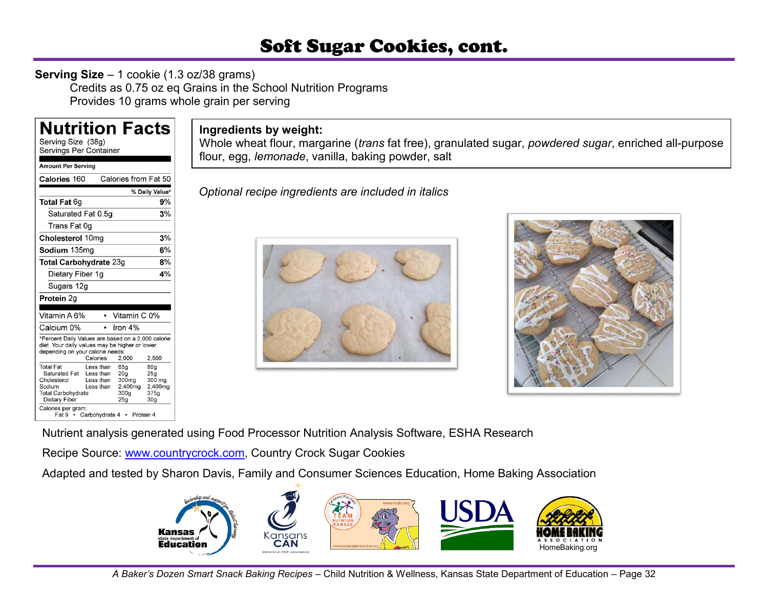# Soft Sugar Cookies, cont.

**Serving Size** – 1 cookie (1.3 oz/38 grams)

Credits as 0.75 oz eq Grains in the School Nutrition Programs

Provides 10 grams whole grain per serving

## Nutrition Facts

Serving Size (38g)
Servings Per Container

**Amount Per Serving**

| | |
|---|---|
| **Calories** 160 | Calories from Fat 50 |
| | **% Daily Value*** |
| **Total Fat** 6g | **9%** |
| Saturated Fat 0.5g | **3%** |
| Trans Fat 0g | |
| **Cholesterol** 10mg | **3%** |
| **Sodium** 135mg | **6%** |
| **Total Carbohydrate** 23g | **8%** |
| Dietary Fiber 1g | **4%** |
| Sugars 12g | |
| **Protein** 2g | |
| Vitamin A 6% | • Vitamin C 0% |
| Calcium 0% | • Iron 4% |

*Percent Daily Values are based on a 2,000 calorie diet. Your daily values may be higher or lower depending on your calorie needs:

| | Calories: | 2,000 | 2,500 |
|---|---|---|---|
| Total Fat | Less than | 65g | 80g |
| Saturated Fat | Less than | 20g | 25g |
| Cholesterol | Less than | 300mg | 300 mg |
| Sodium | Less than | 2,400mg | 2,400mg |
| Total Carbohydrate | | 300g | 375g |
| Dietary Fiber | | 25g | 30g |

Calories per gram:
Fat 9 • Carbohydrate 4 • Protein 4

**Ingredients by weight:**
Whole wheat flour, margarine (*trans* fat free), granulated sugar, *powdered sugar*, enriched all-purpose flour, egg, *lemonade*, vanilla, baking powder, salt

*Optional recipe ingredients are included in italics*

Nutrient analysis generated using Food Processor Nutrition Analysis Software, ESHA Research

Recipe Source: [www.countrycrock.com](http://www.countrycrock.com), Country Crock Sugar Cookies

Adapted and tested by Sharon Davis, Family and Consumer Sciences Education, Home Baking Association